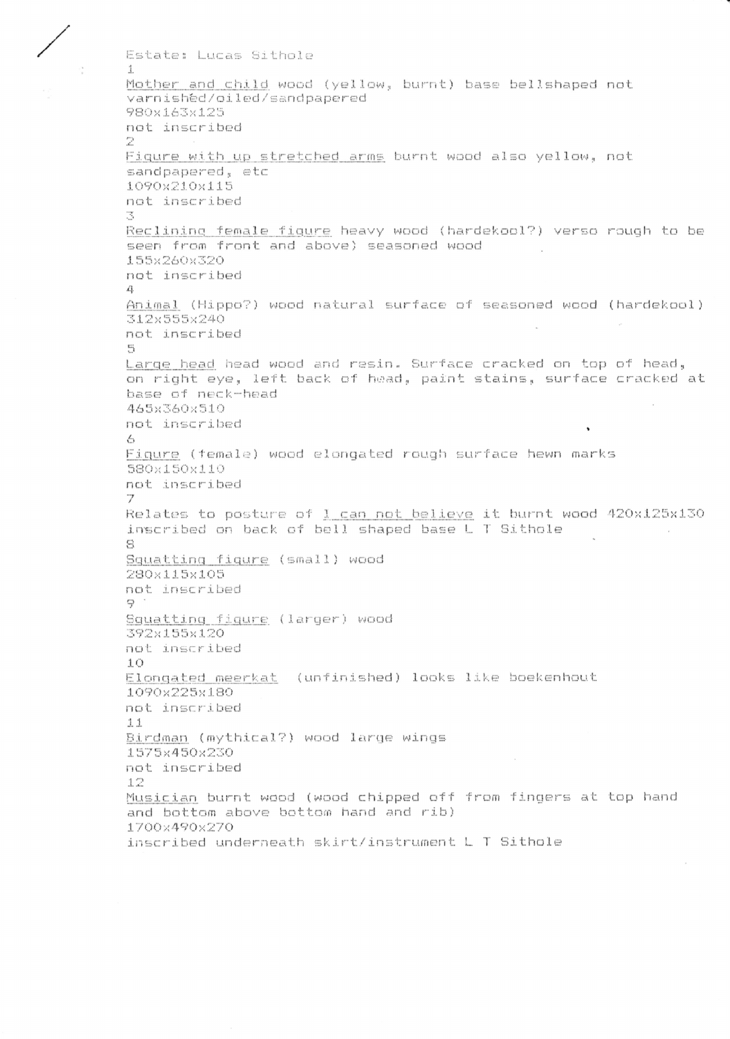Estate: Lucas Sithole

1

Mother and child wood (yellow, burnt) base bellshaped not varnished/oiled/sandpapered
980x163x125
not inscribed

2

Figure with up stretched arms burnt wood also yellow, not sandpapered, etc
1090x210x115
not inscribed

3

Reclining female figure heavy wood (hardekool?) verso rough to be seen from front and above) seasoned wood
155x260x320
not inscribed

4

Animal (Hippo?) wood natural surface of seasoned wood (hardekool)
312x555x240
not inscribed

5

Large head head wood and resin. Surface cracked on top of head, on right eye, left back of head, paint stains, surface cracked at base of neck-head
465x360x510
not inscribed

6

Figure (female) wood elongated rough surface hewn marks
580x150x110
not inscribed

7

Relates to posture of I can not believe it burnt wood 420x125x130
inscribed on back of bell shaped base L T Sithole

8

Squatting figure (small) wood
280x115x105
not inscribed

9

Squatting figure (larger) wood
392x155x120
not inscribed

10

Elongated meerkat (unfinished) looks like boekenhout
1090x225x180
not inscribed

11

Birdman (mythical?) wood large wings
1575x450x230
not inscribed

12

Musician burnt wood (wood chipped off from fingers at top hand and bottom above bottom hand and rib)
1700x490x270
inscribed underneath skirt/instrument L T Sithole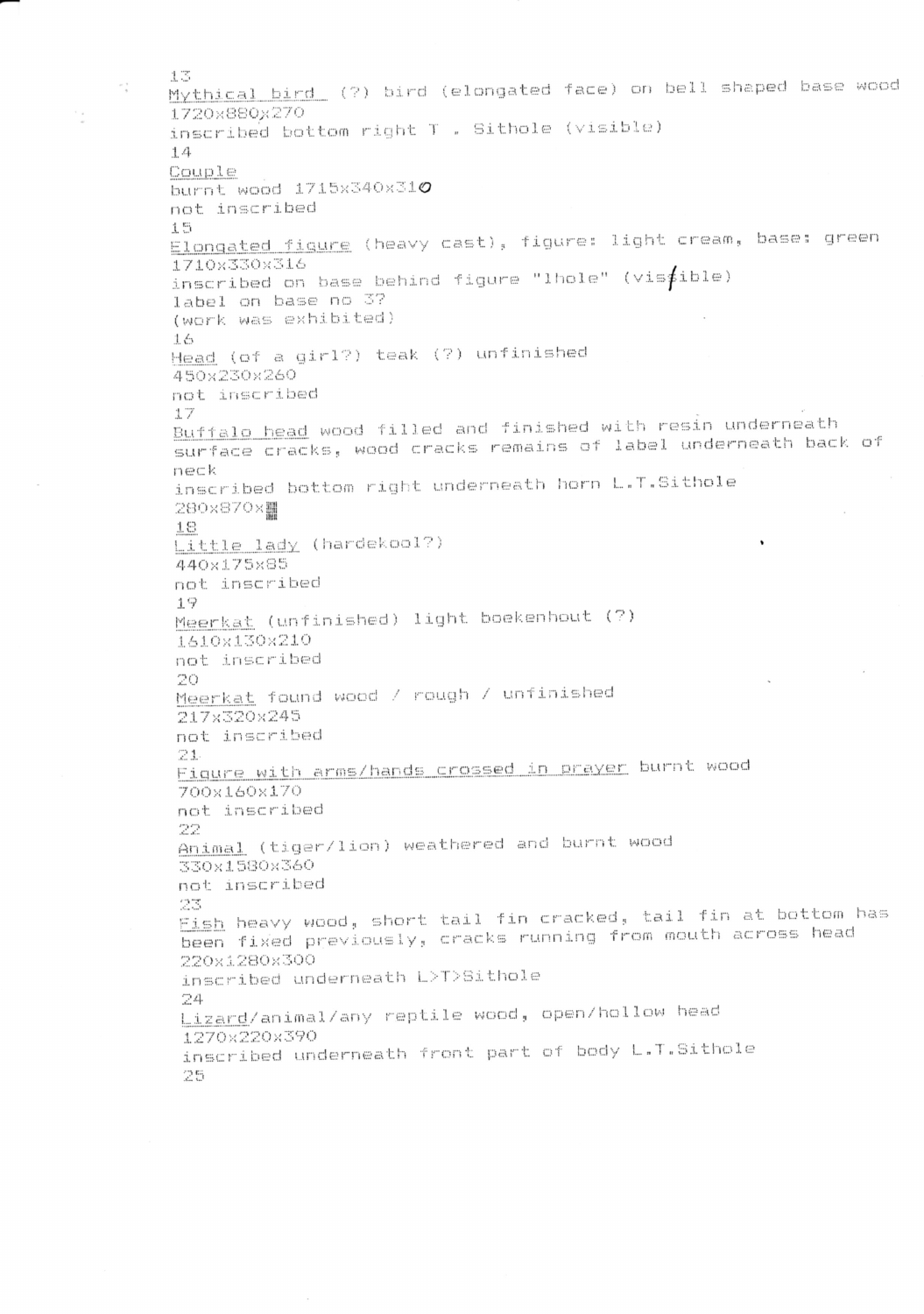13
Mythical bird (?) bird (elongated face) on bell shaped base wood
1720x880x270
inscribed bottom right T . Sithole (visible)
14
Couple
burnt wood 1715x340x310
not inscribed
15
Elongated figure (heavy cast), figure: light cream, base: green
1710x330x316
inscribed on base behind figure "lhole" (visible)
label on base no 37
(work was exhibited)
16
Head (of a girl?) teak (?) unfinished
450x230x260
not inscribed
17
Buffalo head wood filled and finished with resin underneath surface cracks, wood cracks remains of label underneath back of neck
inscribed bottom right underneath horn L.T.Sithole
280x870x
18
Little lady (hardekool?)
440x175x85
not inscribed
19
Meerkat (unfinished) light boekenhout (?)
1610x130x210
not inscribed
20
Meerkat found wood / rough / unfinished
217x320x245
not inscribed
21
Figure with arms/hands crossed in prayer burnt wood
700x160x170
not inscribed
22
Animal (tiger/lion) weathered and burnt wood
330x1580x360
not inscribed
23
Fish heavy wood, short tail fin cracked, tail fin at bottom has been fixed previously, cracks running from mouth across head
220x1280x300
inscribed underneath L>T>Sithole
24
Lizard/animal/any reptile wood, open/hollow head
1270x220x390
inscribed underneath front part of body L.T.Sithole
25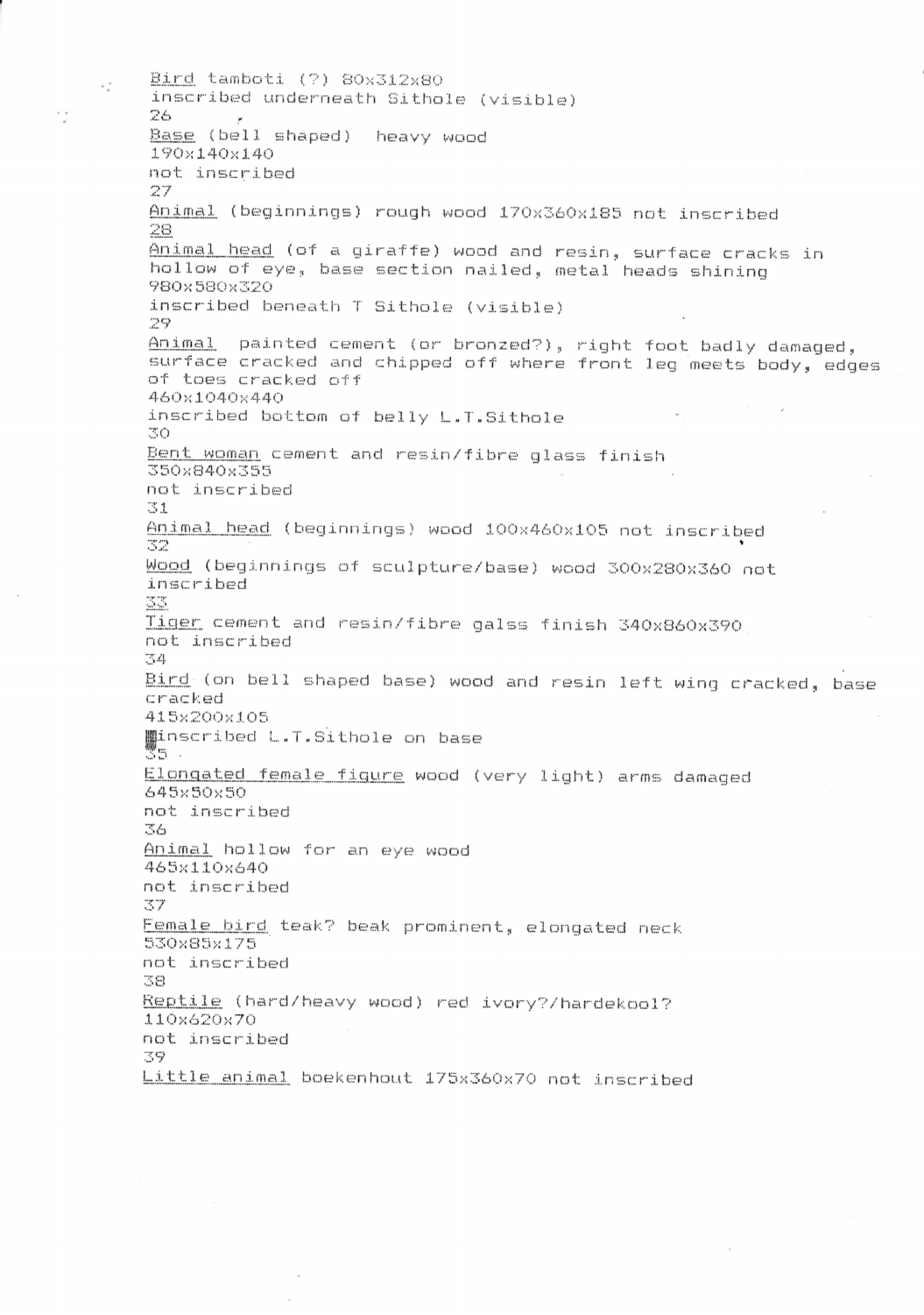Bird tamboti (?) 80x312x80
inscribed underneath Sithole (visible)
26
Base (bell shaped) heavy wood
190x140x140
not inscribed
27
Animal (beginnings) rough wood 170x360x185 not inscribed
28
Animal head (of a giraffe) wood and resin, surface cracks in hollow of eye, base section nailed, metal heads shining
980x580x320
inscribed beneath T Sithole (visible)
29
Animal painted cement (or bronzed?), right foot badly damaged, surface cracked and chipped off where front leg meets body, edges of toes cracked off
460x1040x440
inscribed bottom of belly L.T.Sithole
30
Bent woman cement and resin/fibre glass finish
350x840x355
not inscribed
31
Animal head (beginnings) wood 100x460x105 not inscribed
32
Wood (beginnings of sculpture/base) wood 300x280x360 not inscribed
33
Tiger cement and resin/fibre galss finish 340x860x390
not inscribed
34
Bird (on bell shaped base) wood and resin left wing cracked, base cracked
415x200x105
inscribed L.T.Sithole on base
35
Elongated female figure wood (very light) arms damaged
645x50x50
not inscribed
36
Animal hollow for an eye wood
465x110x640
not inscribed
37
Female bird teak? beak prominent, elongated neck
530x85x175
not inscribed
38
Reptile (hard/heavy wood) red ivory?/hardekool?
110x620x70
not inscribed
39
Little animal boekenhout 175x360x70 not inscribed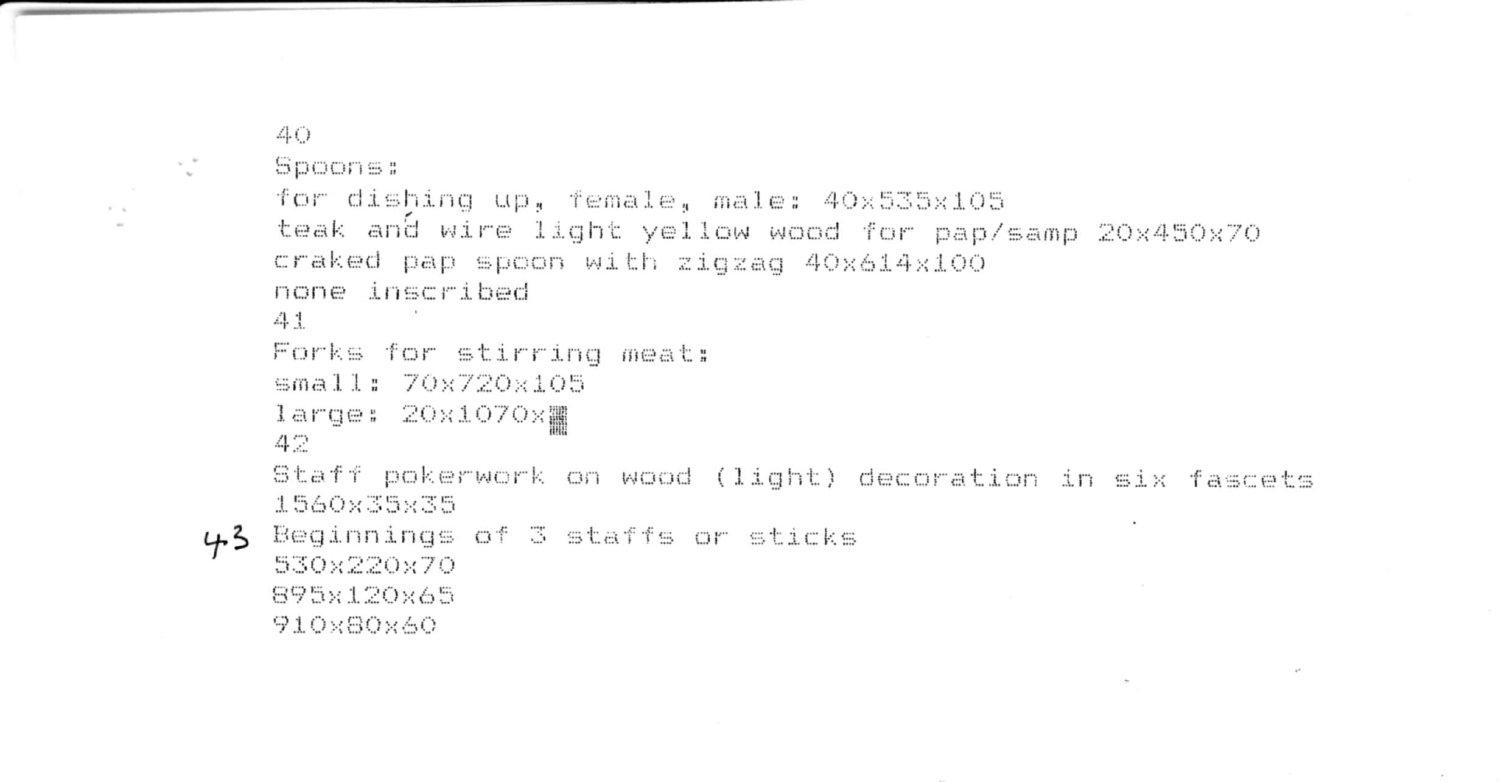40

Spoons:

for dishing up, female, male: 40x535x105

teak and wire light yellow wood for pap/samp 20x450x70

craked pap spoon with zigzag 40x614x100

none inscribed

41

Forks for stirring meat:

small: 70x720x105

large: 20x1070x

42

Staff pokerwork on wood (light) decoration in six fascets

1560x35x35

43 Beginnings of 3 staffs or sticks

530x220x70

895x120x65

910x80x60